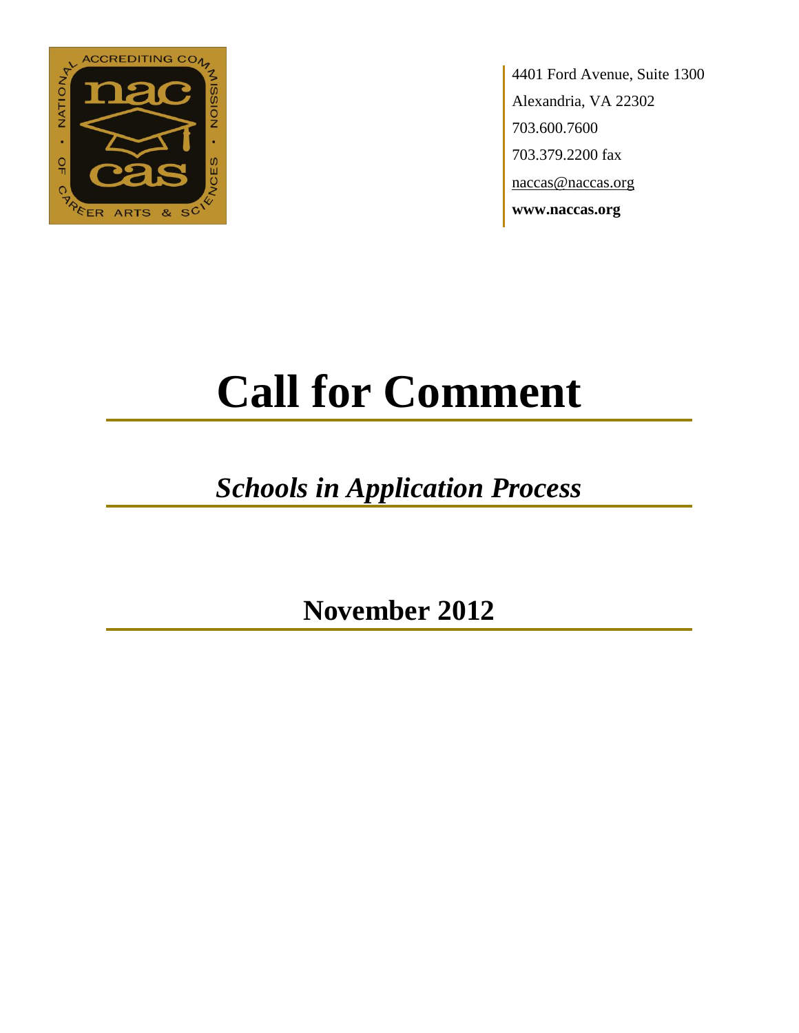4401 Ford Avenue, Suite 1300
Alexandria, VA 22302
703.600.7600
703.379.2200 fax
naccas@naccas.org
**www.naccas.org**

# Call for Comment

## *Schools in Application Process*

## November 2012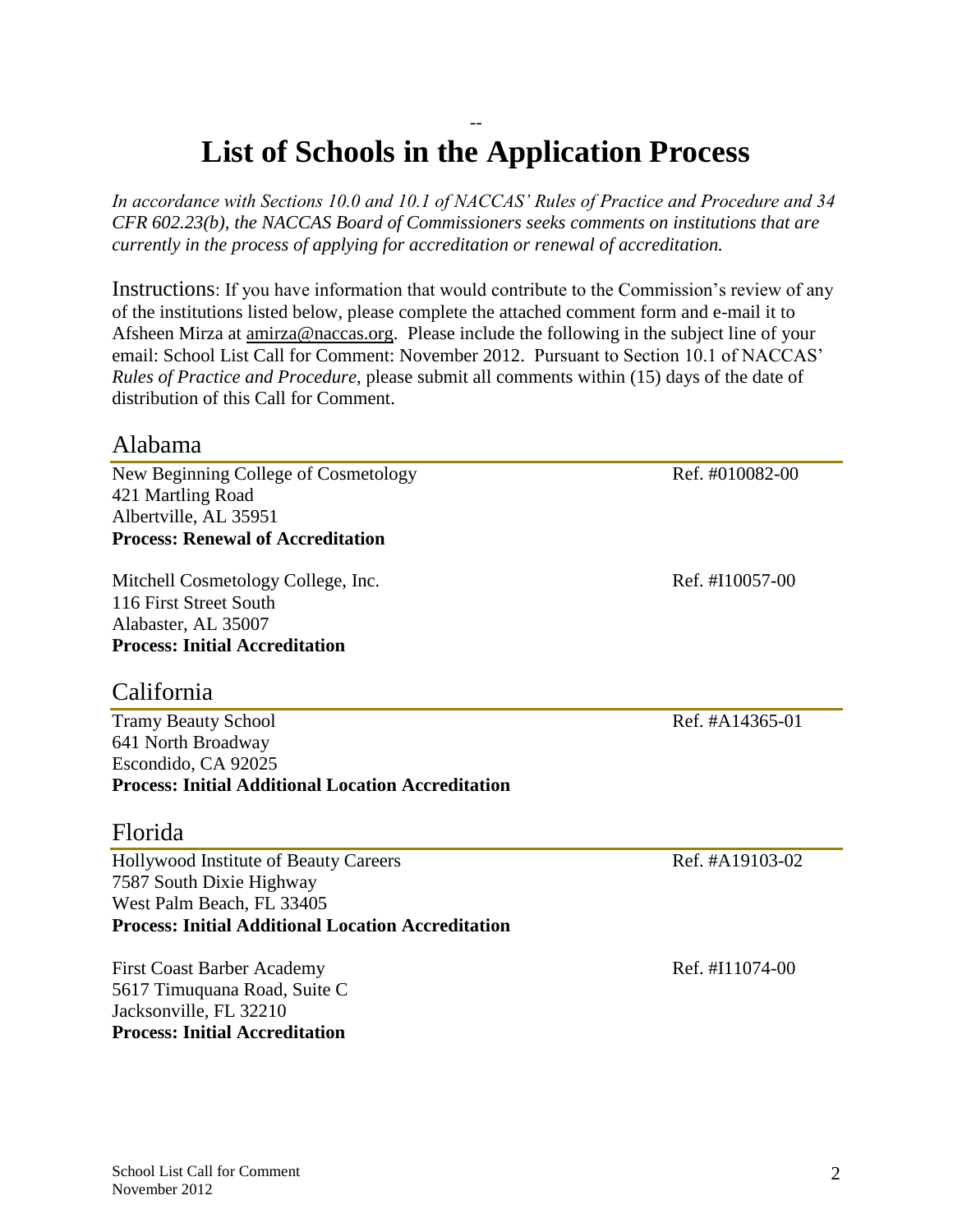--

# List of Schools in the Application Process

*In accordance with Sections 10.0 and 10.1 of NACCAS' Rules of Practice and Procedure and 34 CFR 602.23(b), the NACCAS Board of Commissioners seeks comments on institutions that are currently in the process of applying for accreditation or renewal of accreditation.*

Instructions: If you have information that would contribute to the Commission's review of any of the institutions listed below, please complete the attached comment form and e-mail it to Afsheen Mirza at amirza@naccas.org. Please include the following in the subject line of your email: School List Call for Comment: November 2012. Pursuant to Section 10.1 of NACCAS' *Rules of Practice and Procedure*, please submit all comments within (15) days of the date of distribution of this Call for Comment.

## Alabama

New Beginning College of Cosmetology — Ref. #010082-00
421 Martling Road
Albertville, AL 35951
**Process: Renewal of Accreditation**

Mitchell Cosmetology College, Inc. — Ref. #I10057-00
116 First Street South
Alabaster, AL 35007
**Process: Initial Accreditation**

## California

Tramy Beauty School — Ref. #A14365-01
641 North Broadway
Escondido, CA 92025
**Process: Initial Additional Location Accreditation**

## Florida

Hollywood Institute of Beauty Careers — Ref. #A19103-02
7587 South Dixie Highway
West Palm Beach, FL 33405
**Process: Initial Additional Location Accreditation**

First Coast Barber Academy — Ref. #I11074-00
5617 Timuquana Road, Suite C
Jacksonville, FL 32210
**Process: Initial Accreditation**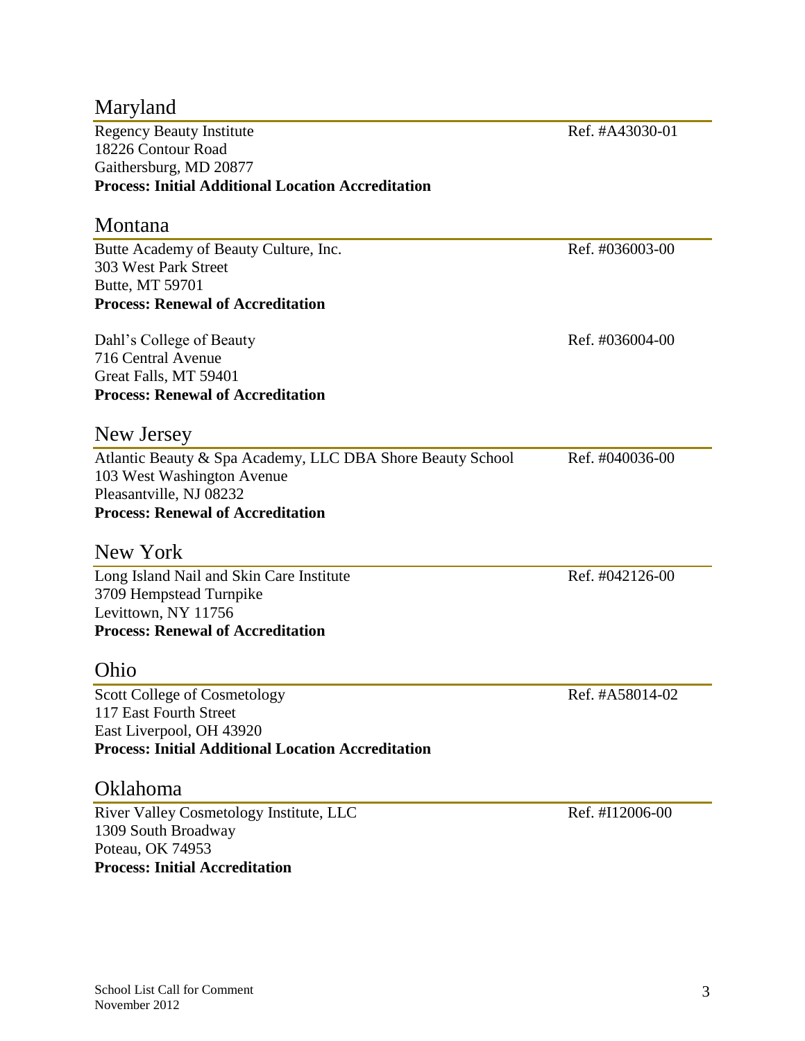## Maryland

Regency Beauty Institute — Ref. #A43030-01
18226 Contour Road
Gaithersburg, MD 20877
**Process: Initial Additional Location Accreditation**

## Montana

Butte Academy of Beauty Culture, Inc. — Ref. #036003-00
303 West Park Street
Butte, MT 59701
**Process: Renewal of Accreditation**

Dahl's College of Beauty — Ref. #036004-00
716 Central Avenue
Great Falls, MT 59401
**Process: Renewal of Accreditation**

## New Jersey

Atlantic Beauty & Spa Academy, LLC DBA Shore Beauty School — Ref. #040036-00
103 West Washington Avenue
Pleasantville, NJ 08232
**Process: Renewal of Accreditation**

## New York

Long Island Nail and Skin Care Institute — Ref. #042126-00
3709 Hempstead Turnpike
Levittown, NY 11756
**Process: Renewal of Accreditation**

## Ohio

Scott College of Cosmetology — Ref. #A58014-02
117 East Fourth Street
East Liverpool, OH 43920
**Process: Initial Additional Location Accreditation**

## Oklahoma

River Valley Cosmetology Institute, LLC — Ref. #I12006-00
1309 South Broadway
Poteau, OK 74953
**Process: Initial Accreditation**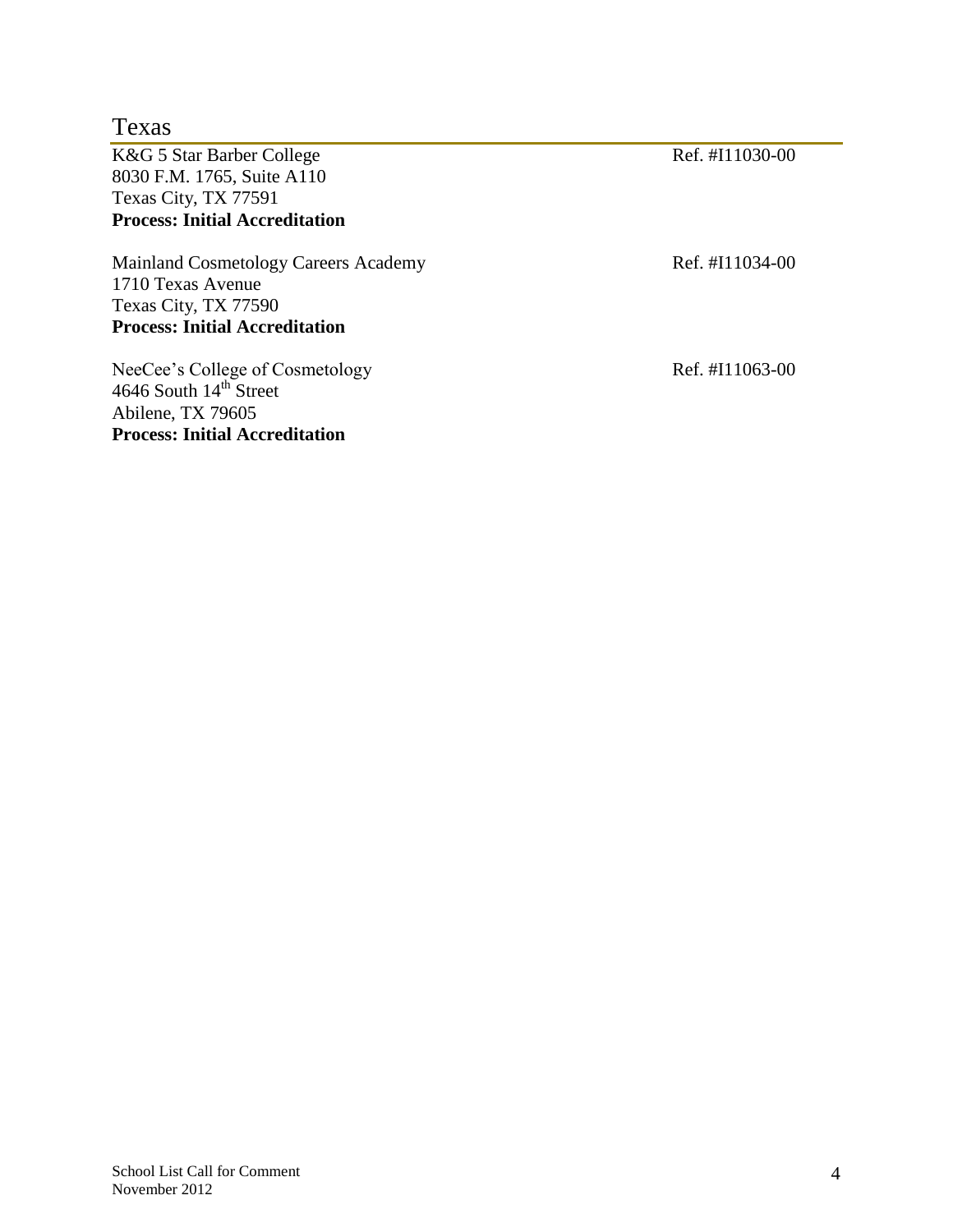## Texas

K&G 5 Star Barber College Ref. #I11030-00
8030 F.M. 1765, Suite A110
Texas City, TX 77591
**Process: Initial Accreditation**

Mainland Cosmetology Careers Academy Ref. #I11034-00
1710 Texas Avenue
Texas City, TX 77590
**Process: Initial Accreditation**

NeeCee's College of Cosmetology Ref. #I11063-00
4646 South 14th Street
Abilene, TX 79605
**Process: Initial Accreditation**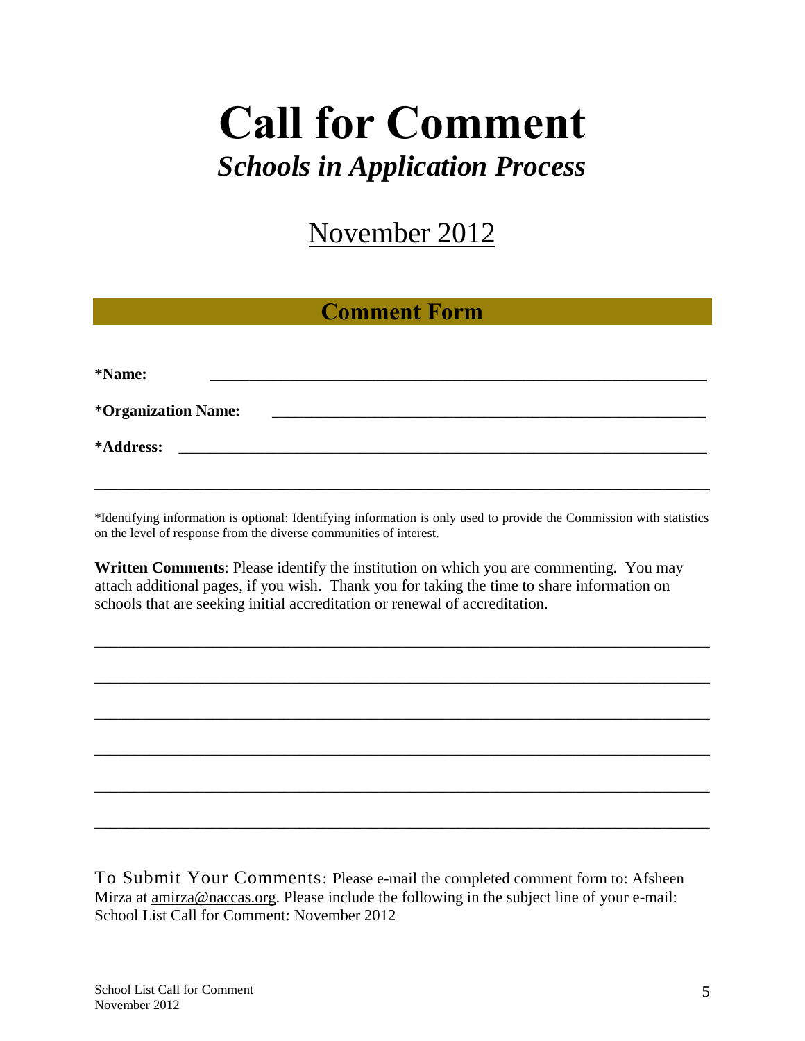# Call for Comment

## *Schools in Application Process*

November 2012

## Comment Form

**\*Name:** ______________________________________________________________

**\*Organization Name:** ____________________________________________________

**\*Address:** _____________________________________________________________

_______________________________________________________________________________

\*Identifying information is optional: Identifying information is only used to provide the Commission with statistics on the level of response from the diverse communities of interest.

**Written Comments**: Please identify the institution on which you are commenting. You may attach additional pages, if you wish. Thank you for taking the time to share information on schools that are seeking initial accreditation or renewal of accreditation.

_______________________________________________________________________________

_______________________________________________________________________________

_______________________________________________________________________________

_______________________________________________________________________________

_______________________________________________________________________________

_______________________________________________________________________________

To Submit Your Comments: Please e-mail the completed comment form to: Afsheen Mirza at amirza@naccas.org. Please include the following in the subject line of your e-mail: School List Call for Comment: November 2012